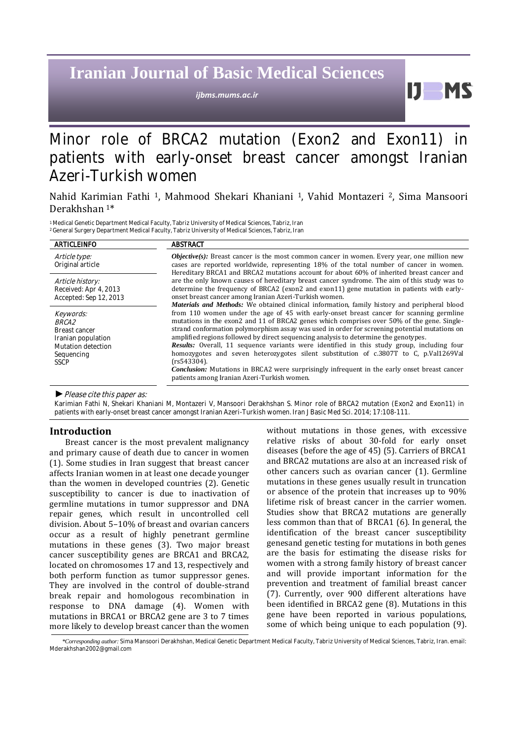# Iranian Journal of Basic Medical Sciences

*ijbms.mums.ac.ir*

# Minor role of BRCA2 mutation (Exon2 and Exon11) in patients with early-onset breast cancer amongst Iranian Azeri-Turkish women

Nahid Karimian Fathi [1], Mahmood Shekari Khaniani [1], Vahid Montazeri [2], Sima Mansoori Derakhshan [1]*

[1] Medical Genetic Department Medical Faculty, Tabriz University of Medical Sciences, Tabriz, Iran
[2] General Surgery Department Medical Faculty, Tabriz University of Medical Sciences, Tabriz, Iran

| ARTICLE INFO | ABSTRACT |
|---|---|
| *Article type:* Original article<br>*Article history:* Received: Apr 4, 2013 Accepted: Sep 12, 2013<br>*Keywords:* *BRCA2* Breast cancer Iranian population Mutation detection Sequencing SSCP | ***Objective(s):*** Breast cancer is the most common cancer in women. Every year, one million new cases are reported worldwide, representing 18% of the total number of cancer in women. Hereditary BRCA1 and BRCA2 mutations account for about 60% of inherited breast cancer and are the only known causes of hereditary breast cancer syndrome. The aim of this study was to determine the frequency of BRCA2 (exon2 and exon11) gene mutation in patients with early-onset breast cancer among Iranian Azeri-Turkish women.<br>***Materials and Methods:*** We obtained clinical information, family history and peripheral blood from 110 women under the age of 45 with early-onset breast cancer for scanning germline mutations in the exon2 and 11 of BRCA2 genes which comprises over 50% of the gene. Single-strand conformation polymorphism assay was used in order for screening potential mutations on amplified regions followed by direct sequencing analysis to determine the genotypes.<br>***Results:*** Overall, 11 sequence variants were identified in this study group, including four homozygotes and seven heterozygotes silent substitution of c.3807T to C, p.Val1269Val (rs543304).<br>***Conclusion:*** Mutations in BRCA2 were surprisingly infrequent in the early onset breast cancer patients among Iranian Azeri-Turkish women. |

► *Please cite this paper as:*

Karimian Fathi N, Shekari Khaniani M, Montazeri V, Mansoori Derakhshan S. Minor role of BRCA2 mutation (Exon2 and Exon11) in patients with early-onset breast cancer amongst Iranian Azeri-Turkish women. Iran J Basic Med Sci. 2014; 17:108-111.

## Introduction

Breast cancer is the most prevalent malignancy and primary cause of death due to cancer in women (1). Some studies in Iran suggest that breast cancer affects Iranian women in at least one decade younger than the women in developed countries (2). Genetic susceptibility to cancer is due to inactivation of germline mutations in tumor suppressor and DNA repair genes, which result in uncontrolled cell division. About 5–10% of breast and ovarian cancers occur as a result of highly penetrant germline mutations in these genes (3). Two major breast cancer susceptibility genes are BRCA1 and BRCA2, located on chromosomes 17 and 13, respectively and both perform function as tumor suppressor genes. They are involved in the control of double-strand break repair and homologous recombination in response to DNA damage (4). Women with mutations in BRCA1 or BRCA2 gene are 3 to 7 times more likely to develop breast cancer than the women without mutations in those genes, with excessive relative risks of about 30-fold for early onset diseases (before the age of 45) (5). Carriers of BRCA1 and BRCA2 mutations are also at an increased risk of other cancers such as ovarian cancer (1). Germline mutations in these genes usually result in truncation or absence of the protein that increases up to 90% lifetime risk of breast cancer in the carrier women. Studies show that BRCA2 mutations are generally less common than that of BRCA1 (6). In general, the identification of the breast cancer susceptibility genesand genetic testing for mutations in both genes are the basis for estimating the disease risks for women with a strong family history of breast cancer and will provide important information for the prevention and treatment of familial breast cancer (7). Currently, over 900 different alterations have been identified in BRCA2 gene (8). Mutations in this gene have been reported in various populations, some of which being unique to each population (9).

*\*Corresponding author:* Sima Mansoori Derakhshan, Medical Genetic Department Medical Faculty, Tabriz University of Medical Sciences, Tabriz, Iran. email: Mderakhshan2002@gmail.com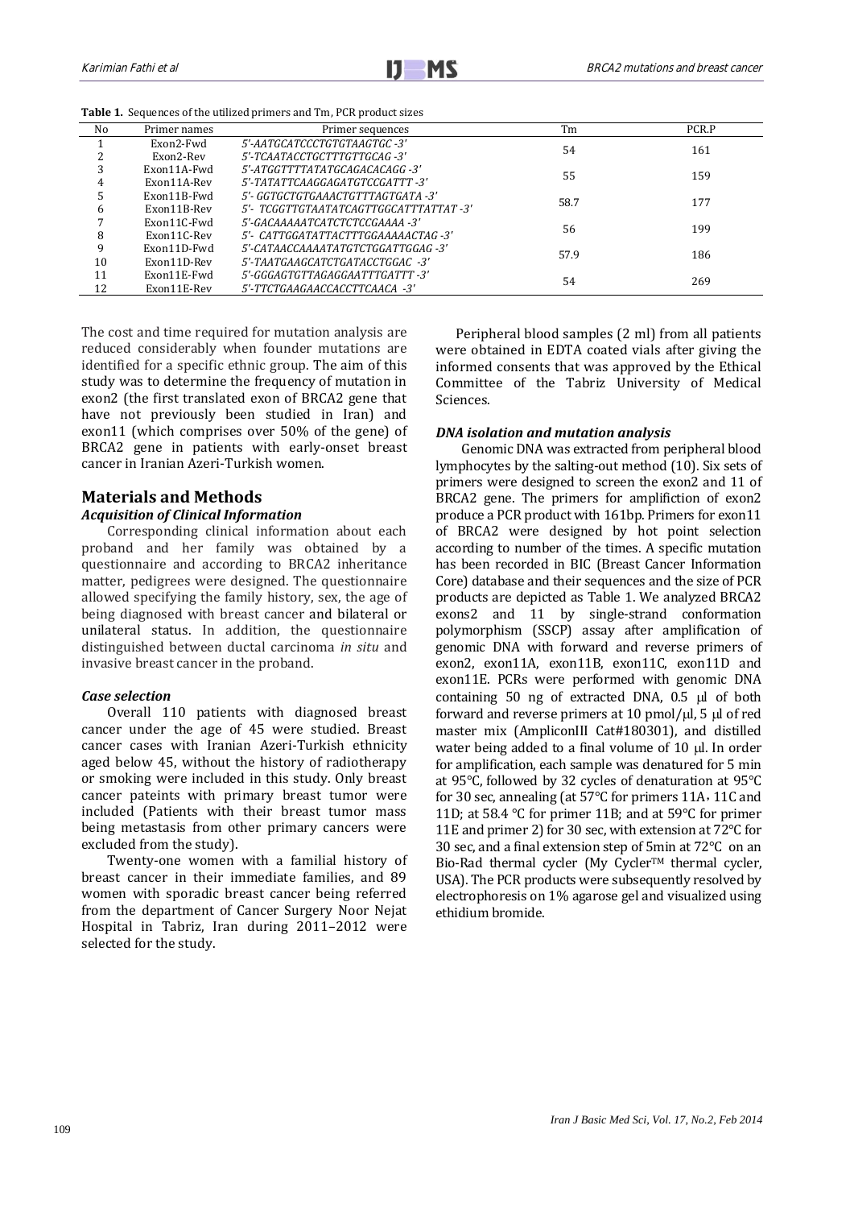**Table 1.** Sequences of the utilized primers and Tm, PCR product sizes

| No | Primer names | Primer sequences | Tm | PCR.P |
|---|---|---|---|---|
| 1 | Exon2-Fwd | 5'-AATGCATCCCTGTGTAAGTGC -3' | 54 | 161 |
| 2 | Exon2-Rev | 5'-TCAATACCTGCTTTGTTGCAG -3' | | |
| 3 | Exon11A-Fwd | 5'-ATGGTTTTATATGCAGACACAGG -3' | 55 | 159 |
| 4 | Exon11A-Rev | 5'-TATATTCAAGGAGATGTCCGATTT -3' | | |
| 5 | Exon11B-Fwd | 5'- GGTGCTGTGAAACTGTTTAGTGATA -3' | 58.7 | 177 |
| 6 | Exon11B-Rev | 5'- TCGGTTGTAATATCAGTTGGCATTTATTAT -3' | | |
| 7 | Exon11C-Fwd | 5'-GACAAAAATCATCTCTCCGAAAA -3' | 56 | 199 |
| 8 | Exon11C-Rev | 5'- CATTGGATATTACTTTGGAAAAACTAG -3' | | |
| 9 | Exon11D-Fwd | 5'-CATAACCAAAATATGTCTGGATTGGAG -3' | 57.9 | 186 |
| 10 | Exon11D-Rev | 5'-TAATGAAGCATCTGATACCTGGAC -3' | | |
| 11 | Exon11E-Fwd | 5'-GGGAGTGTTAGAGGAATTTGATTT -3' | 54 | 269 |
| 12 | Exon11E-Rev | 5'-TTCTGAAGAACCACCTTCAACA -3' | | |

The cost and time required for mutation analysis are reduced considerably when founder mutations are identified for a specific ethnic group. The aim of this study was to determine the frequency of mutation in exon2 (the first translated exon of BRCA2 gene that have not previously been studied in Iran) and exon11 (which comprises over 50% of the gene) of BRCA2 gene in patients with early-onset breast cancer in Iranian Azeri-Turkish women.

## Materials and Methods

### *Acquisition of Clinical Information*

Corresponding clinical information about each proband and her family was obtained by a questionnaire and according to BRCA2 inheritance matter, pedigrees were designed. The questionnaire allowed specifying the family history, sex, the age of being diagnosed with breast cancer and bilateral or unilateral status. In addition, the questionnaire distinguished between ductal carcinoma *in situ* and invasive breast cancer in the proband.

### *Case selection*

Overall 110 patients with diagnosed breast cancer under the age of 45 were studied. Breast cancer cases with Iranian Azeri-Turkish ethnicity aged below 45, without the history of radiotherapy or smoking were included in this study. Only breast cancer pateints with primary breast tumor were included (Patients with their breast tumor mass being metastasis from other primary cancers were excluded from the study).

Twenty-one women with a familial history of breast cancer in their immediate families, and 89 women with sporadic breast cancer being referred from the department of Cancer Surgery Noor Nejat Hospital in Tabriz, Iran during 2011–2012 were selected for the study.

Peripheral blood samples (2 ml) from all patients were obtained in EDTA coated vials after giving the informed consents that was approved by the Ethical Committee of the Tabriz University of Medical Sciences.

### *DNA isolation and mutation analysis*

Genomic DNA was extracted from peripheral blood lymphocytes by the salting-out method (10). Six sets of primers were designed to screen the exon2 and 11 of BRCA2 gene. The primers for amplification of exon2 produce a PCR product with 161bp. Primers for exon11 of BRCA2 were designed by hot point selection according to number of the times. A specific mutation has been recorded in BIC (Breast Cancer Information Core) database and their sequences and the size of PCR products are depicted as Table 1. We analyzed BRCA2 exons2 and 11 by single-strand conformation polymorphism (SSCP) assay after amplification of genomic DNA with forward and reverse primers of exon2, exon11A, exon11B, exon11C, exon11D and exon11E. PCRs were performed with genomic DNA containing 50 ng of extracted DNA, 0.5 μl of both forward and reverse primers at 10 pmol/μl, 5 μl of red master mix (AmpliconIII Cat#180301), and distilled water being added to a final volume of 10 μl. In order for amplification, each sample was denatured for 5 min at 95°C, followed by 32 cycles of denaturation at 95°C for 30 sec, annealing (at 57°C for primers 11A, 11C and 11D; at 58.4 °C for primer 11B; and at 59°C for primer 11E and primer 2) for 30 sec, with extension at 72°C for 30 sec, and a final extension step of 5min at 72°C on an Bio-Rad thermal cycler (My Cycler™ thermal cycler, USA). The PCR products were subsequently resolved by electrophoresis on 1% agarose gel and visualized using ethidium bromide.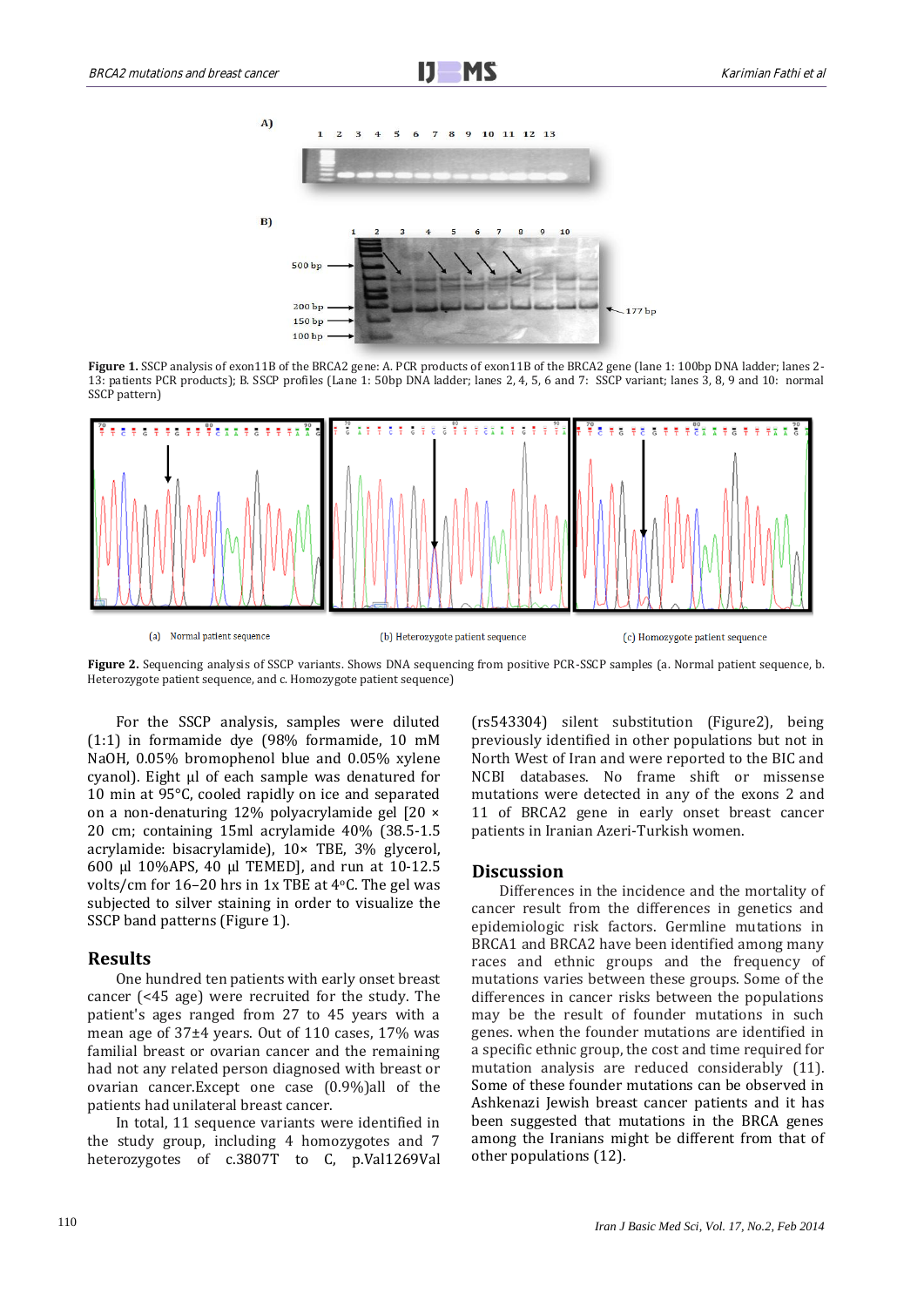**Figure 1.** SSCP analysis of exon11B of the BRCA2 gene: A. PCR products of exon11B of the BRCA2 gene (lane 1: 100bp DNA ladder; lanes 2-13: patients PCR products); B. SSCP profiles (Lane 1: 50bp DNA ladder; lanes 2, 4, 5, 6 and 7: SSCP variant; lanes 3, 8, 9 and 10: normal SSCP pattern)

(a) Normal patient sequence (b) Heterozygote patient sequence (c) Homozygote patient sequence

**Figure 2.** Sequencing analysis of SSCP variants. Shows DNA sequencing from positive PCR-SSCP samples (a. Normal patient sequence, b. Heterozygote patient sequence, and c. Homozygote patient sequence)

For the SSCP analysis, samples were diluted (1:1) in formamide dye (98% formamide, 10 mM NaOH, 0.05% bromophenol blue and 0.05% xylene cyanol). Eight µl of each sample was denatured for 10 min at 95°C, cooled rapidly on ice and separated on a non-denaturing 12% polyacrylamide gel [20 × 20 cm; containing 15ml acrylamide 40% (38.5-1.5 acrylamide: bisacrylamide), 10× TBE, 3% glycerol, 600 µl 10%APS, 40 µl TEMED], and run at 10-12.5 volts/cm for 16–20 hrs in 1x TBE at 4°C. The gel was subjected to silver staining in order to visualize the SSCP band patterns (Figure 1).

## Results

One hundred ten patients with early onset breast cancer (<45 age) were recruited for the study. The patient's ages ranged from 27 to 45 years with a mean age of 37±4 years. Out of 110 cases, 17% was familial breast or ovarian cancer and the remaining had not any related person diagnosed with breast or ovarian cancer.Except one case (0.9%)all of the patients had unilateral breast cancer.

In total, 11 sequence variants were identified in the study group, including 4 homozygotes and 7 heterozygotes of c.3807T to C, p.Val1269Val (rs543304) silent substitution (Figure2), being previously identified in other populations but not in North West of Iran and were reported to the BIC and NCBI databases. No frame shift or missense mutations were detected in any of the exons 2 and 11 of BRCA2 gene in early onset breast cancer patients in Iranian Azeri-Turkish women.

## Discussion

Differences in the incidence and the mortality of cancer result from the differences in genetics and epidemiologic risk factors. Germline mutations in BRCA1 and BRCA2 have been identified among many races and ethnic groups and the frequency of mutations varies between these groups. Some of the differences in cancer risks between the populations may be the result of founder mutations in such genes. when the founder mutations are identified in a specific ethnic group, the cost and time required for mutation analysis are reduced considerably (11). Some of these founder mutations can be observed in Ashkenazi Jewish breast cancer patients and it has been suggested that mutations in the BRCA genes among the Iranians might be different from that of other populations (12).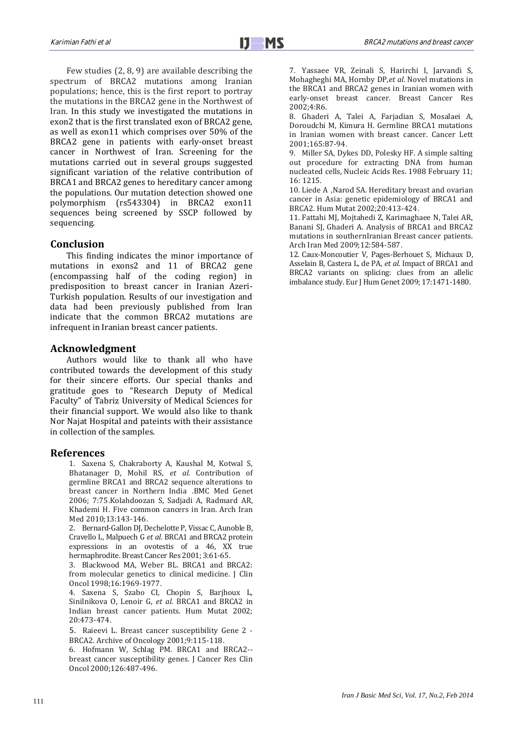Few studies (2, 8, 9) are available describing the spectrum of BRCA2 mutations among Iranian populations; hence, this is the first report to portray the mutations in the BRCA2 gene in the Northwest of Iran. In this study we investigated the mutations in exon2 that is the first translated exon of BRCA2 gene, as well as exon11 which comprises over 50% of the BRCA2 gene in patients with early-onset breast cancer in Northwest of Iran. Screening for the mutations carried out in several groups suggested significant variation of the relative contribution of BRCA1 and BRCA2 genes to hereditary cancer among the populations. Our mutation detection showed one polymorphism (rs543304) in BRCA2 exon11 sequences being screened by SSCP followed by sequencing.

## Conclusion

This finding indicates the minor importance of mutations in exons2 and 11 of BRCA2 gene (encompassing half of the coding region) in predisposition to breast cancer in Iranian Azeri-Turkish population. Results of our investigation and data had been previously published from Iran indicate that the common BRCA2 mutations are infrequent in Iranian breast cancer patients.

## Acknowledgment

Authors would like to thank all who have contributed towards the development of this study for their sincere efforts. Our special thanks and gratitude goes to "Research Deputy of Medical Faculty" of Tabriz University of Medical Sciences for their financial support. We would also like to thank Nor Najat Hospital and pateints with their assistance in collection of the samples.

## References

1. Saxena S, Chakraborty A, Kaushal M, Kotwal S, Bhatanager D, Mohil RS, *et al.* Contribution of germline BRCA1 and BRCA2 sequence alterations to breast cancer in Northern India .BMC Med Genet 2006; 7:75.Kolahdoozan S, Sadjadi A, Radmard AR, Khademi H. Five common cancers in Iran. Arch Iran Med 2010;13:143-146.
2. Bernard-Gallon DJ, Dechelotte P, Vissac C, Aunoble B, Cravello L, Malpuech G *et al.* BRCA1 and BRCA2 protein expressions in an ovotestis of a 46, XX true hermaphrodite. Breast Cancer Res 2001; 3:61-65.
3. Blackwood MA, Weber BL. BRCA1 and BRCA2: from molecular genetics to clinical medicine. J Clin Oncol 1998;16:1969-1977.
4. Saxena S, Szabo CI, Chopin S, Barjhoux L, Sinilnikova O, Lenoir G, *et al.* BRCA1 and BRCA2 in Indian breast cancer patients. Hum Mutat 2002; 20:473-474.
5. Raieevi L. Breast cancer susceptibility Gene 2 - BRCA2. Archive of Oncology 2001;9:115-118.
6. Hofmann W, Schlag PM. BRCA1 and BRCA2--breast cancer susceptibility genes. J Cancer Res Clin Oncol 2000;126:487-496.
7. Yassaee VR, Zeinali S, Harirchi I, Jarvandi S, Mohagheghi MA, Hornby DP,*et al*. Novel mutations in the BRCA1 and BRCA2 genes in Iranian women with early-onset breast cancer. Breast Cancer Res 2002;4:R6.
8. Ghaderi A, Talei A, Farjadian S, Mosalaei A, Doroudchi M, Kimura H. Germline BRCA1 mutations in Iranian women with breast cancer. Cancer Lett 2001;165:87-94.
9. Miller SA, Dykes DD, Polesky HF. A simple salting out procedure for extracting DNA from human nucleated cells, Nucleic Acids Res. 1988 February 11; 16: 1215.
10. Liede A ,Narod SA. Hereditary breast and ovarian cancer in Asia: genetic epidemiology of BRCA1 and BRCA2. Hum Mutat 2002;20:413-424.
11. Fattahi MJ, Mojtahedi Z, Karimaghaee N, Talei AR, Banani SJ, Ghaderi A. Analysis of BRCA1 and BRCA2 mutations in southernIranian Breast cancer patients. Arch Iran Med 2009;12:584-587.
12. Caux-Moncoutier V, Pages-Berhouet S, Michaux D, Asselain B, Castera L, de PA, *et al.* Impact of BRCA1 and BRCA2 variants on splicing: clues from an allelic imbalance study. Eur J Hum Genet 2009; 17:1471-1480.